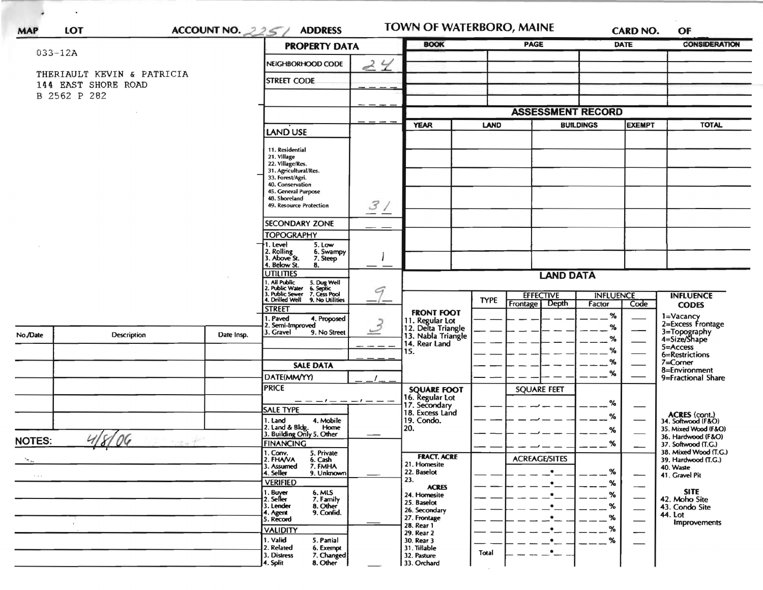MAP | LOT | ACCOUNT NO. 2251 | ADDRESS

# TOWN OF WATERBORO, MAINE

CARD NO. OF

033-12A

THERIAULT KEVIN & PATRICIA
144 EAST SHORE ROAD
B 2562 P 282

## PROPERTY DATA

| Field | Value |
|---|---|
| NEIGHBORHOOD CODE | 24 |
| STREET CODE | |
| LAND USE (11. Residential, 21. Village, 22. Village/Res., 31. Agricultural/Res., 33. Forest/Agri., 40. Conservation, 45. General Purpose, 48. Shoreland, 49. Resource Protection) | 31 |
| SECONDARY ZONE | |
| TOPOGRAPHY (1. Level, 2. Rolling, 3. Above St., 4. Below St., 5. Low, 6. Swampy, 7. Steep, 8.) | 1 |
| UTILITIES (1. All Public, 2. Public Water, 3. Public Sewer, 4. Drilled Well, 5. Dug Well, 6. Septic, 7. Cess Pool, 9. No Utilities) | 9 |
| STREET (1. Paved, 2. Semi-Improved, 3. Gravel, 4. Proposed, 9. No Street) | 3 |

### SALE DATA

| Field | Value |
|---|---|
| DATE(MM/YY) | |
| PRICE | |
| SALE TYPE (1. Land, 2. Land & Bldg., 3. Building Only, 4. Mobile Home, 5. Other) | |
| FINANCING (1. Conv., 2. FHA/VA, 3. Assumed, 4. Seller, 5. Private, 6. Cash, 7. FMHA, 9. Unknown) | |
| VERIFIED (1. Buyer, 2. Seller, 3. Lender, 4. Agent, 5. Record, 6. MLS, 7. Family, 8. Other, 9. Confid.) | |
| VALIDITY (1. Valid, 2. Related, 3. Distress, 4. Split, 5. Partial, 6. Exempt, 7. Changed, 8. Other) | |

| BOOK | PAGE | DATE | CONSIDERATION |
|---|---|---|---|
| | | | |

## ASSESSMENT RECORD

| YEAR | LAND | BUILDINGS | EXEMPT | TOTAL |
|---|---|---|---|---|
| | | | | |

## LAND DATA

| | TYPE | EFFECTIVE Frontage | EFFECTIVE Depth | INFLUENCE Factor | INFLUENCE Code |
|---|---|---|---|---|---|
| FRONT FOOT: 11. Regular Lot, 12. Delta Triangle, 13. Nabla Triangle, 14. Rear Land, 15. | | | | % | |
| SQUARE FOOT: 16. Regular Lot, 17. Secondary, 18. Excess Land, 19. Condo., 20. | | SQUARE FEET | | % | |
| FRACT. ACRE: 21. Homesite, 22. Baselot, 23. ACRES: 24. Homesite, 25. Baselot, 26. Secondary, 27. Frontage, 28. Rear 1, 29. Rear 2, 30. Rear 3, 31. Tillable, 32. Pasture, 33. Orchard | | ACREAGE/SITES | | % | |
| | Total | | | | |

INFLUENCE CODES: 1=Vacancy, 2=Excess Frontage, 3=Topography, 4=Size/Shape, 5=Access, 6=Restrictions, 7=Corner, 8=Environment, 9=Fractional Share

ACRES (cont.): 34. Softwood (F&O), 35. Mixed Wood (F&O), 36. Hardwood (F&O), 37. Softwood (T.G.), 38. Mixed Wood (T.G.), 39. Hardwood (T.G.), 40. Waste, 41. Gravel Pit

SITE: 42. Moho Site, 43. Condo Site, 44. Lot Improvements

| No./Date | Description | Date Insp. |
|---|---|---|
| | | |

NOTES: 4/8/06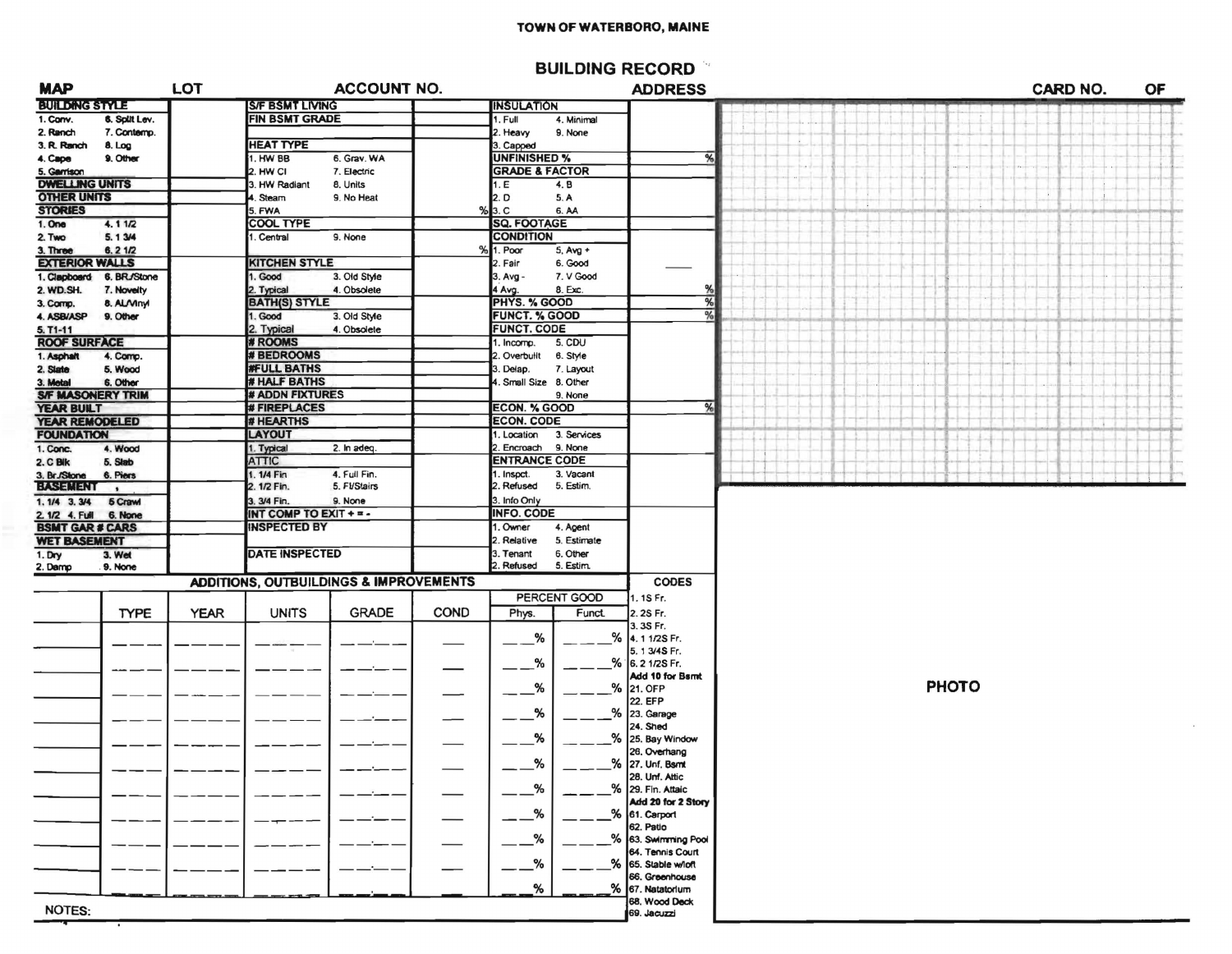TOWN OF WATERBORO, MAINE

## BUILDING RECORD

MAP LOT ACCOUNT NO. ADDRESS CARD NO. OF

| | | | | | |
|---|---|---|---|---|---|
| **BUILDING STYLE** | | **S/F BSMT LIVING** | | **INSULATION** | |
| 1. Conv. 6. Split Lev. | | **FIN BSMT GRADE** | | 1. Full 4. Minimal | |
| 2. Ranch 7. Contemp. | | | | 2. Heavy 9. None | |
| 3. R. Ranch 8. Log | | **HEAT TYPE** | | 3. Capped | |
| 4. Cape 9. Other | | 1. HW BB 6. Grav. WA | | **UNFINISHED %** | % |
| 5. Garrison | | 2. HW CI 7. Electric | | **GRADE & FACTOR** | |
| **DWELLING UNITS** | | 3. HW Radiant 8. Units | | 1. E 4. B | |
| **OTHER UNITS** | | 4. Steam 9. No Heat | | 2. D 5. A | |
| **STORIES** | | 5. FWA | % | 3. C 6. AA | |
| 1. One 4. 1 1/2 | | **COOL TYPE** | | **SQ. FOOTAGE** | |
| 2. Two 5. 1 3/4 | | 1. Central 9. None | | **CONDITION** | |
| 3. Three 6. 2 1/2 | | | % | 1. Poor 5. Avg + | |
| **EXTERIOR WALLS** | | **KITCHEN STYLE** | | 2. Fair 6. Good | |
| 1. Clapboard 6. BR./Stone | | 1. Good 3. Old Style | | 3. Avg - 7. V Good | |
| 2. WD.SH. 7. Novelty | | 2. Typical 4. Obsolete | | 4 Avg. 8. Exc. | % |
| 3. Comp. 8. AL/Vinyl | | **BATH(S) STYLE** | | **PHYS. % GOOD** | % |
| 4. ASB/ASP 9. Other | | 1. Good 3. Old Style | | **FUNCT. % GOOD** | % |
| 5. T1-11 | | 2. Typical 4. Obsolete | | **FUNCT. CODE** | |
| **ROOF SURFACE** | | **# ROOMS** | | 1. Incomp. 5. CDU | |
| 1. Asphalt 4. Comp. | | **# BEDROOMS** | | 2. Overbuilt 6. Style | |
| 2. Slate 5. Wood | | **#FULL BATHS** | | 3. Delap. 7. Layout | |
| 3. Metal 6. Other | | **# HALF BATHS** | | 4. Small Size 8. Other | |
| **S/F MASONERY TRIM** | | **# ADDN FIXTURES** | | 9. None | |
| **YEAR BUILT** | | **# FIREPLACES** | | **ECON. % GOOD** | % |
| **YEAR REMODELED** | | **# HEARTHS** | | **ECON. CODE** | |
| **FOUNDATION** | | **LAYOUT** | | 1. Location 3. Services | |
| 1. Conc. 4. Wood | | 1. Typical 2. In adeq. | | 2. Encroach 9. None | |
| 2. C Blk 5. Slab | | **ATTIC** | | **ENTRANCE CODE** | |
| 3. Br./Stone 6. Piers | | 1. 1/4 Fin 4. Full Fin. | | 1. Inspct. 3. Vacant | |
| **BASEMENT** | | 2. 1/2 Fin. 5. Fl/Stairs | | 2. Refused 5. Estim. | |
| 1. 1/4 3. 3/4 5 Crawl | | 3. 3/4 Fin. 9. None | | 3. Info Only | |
| 2. 1/2 4. Full 6. None | | **INT COMP TO EXIT + = -** | | **INFO. CODE** | |
| **BSMT GAR # CARS** | | **INSPECTED BY** | | 1. Owner 4. Agent | |
| **WET BASEMENT** | | | | 2. Relative 5. Estimate | |
| 1. Dry 3. Wet | | **DATE INSPECTED** | | 3. Tenant 6. Other | |
| 2. Damp 9. None | | | | 2. Refused 5. Estim. | |

### ADDITIONS, OUTBUILDINGS & IMPROVEMENTS

| | TYPE | YEAR | UNITS | GRADE | COND | PERCENT GOOD Phys. | Funct. |
|---|---|---|---|---|---|---|---|
| | | | | | | % | % |
| | | | | | | % | % |
| | | | | | | % | % |
| | | | | | | % | % |
| | | | | | | % | % |
| | | | | | | % | % |
| | | | | | | % | % |
| | | | | | | % | % |
| | | | | | | % | % |
| | | | | | | % | % |
| | | | | | | % | % |

**CODES**

1. 1S Fr.
2. 2S Fr.
3. 3S Fr.
4. 1 1/2S Fr.
5. 1 3/4S Fr.
6. 2 1/2S Fr.

**Add 10 for Bsmt**

21. OFP
22. EFP
23. Garage
24. Shed
25. Bay Window
26. Overhang
27. Unf. Bsmt
28. Unf. Attic
29. Fin. Attaic

**Add 20 for 2 Story**

61. Carport
62. Patio
63. Swimming Pool
64. Tennis Court
65. Stable w/loft
66. Greenhouse
67. Natatorium
68. Wood Deck
69. Jacuzzi

NOTES:

PHOTO